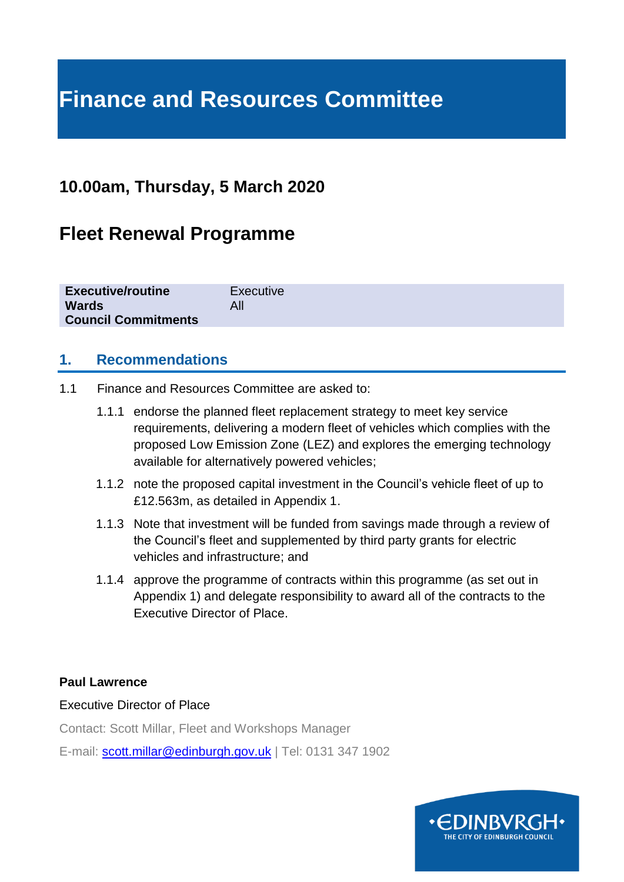# Finance and Resources Committee

## 10.00am, Thursday, 5 March 2020

## Fleet Renewal Programme

| | |
|---|---|
| **Executive/routine** | Executive |
| **Wards** | All |
| **Council Commitments** | |

## 1. Recommendations

1.1 Finance and Resources Committee are asked to:

1.1.1 endorse the planned fleet replacement strategy to meet key service requirements, delivering a modern fleet of vehicles which complies with the proposed Low Emission Zone (LEZ) and explores the emerging technology available for alternatively powered vehicles;

1.1.2 note the proposed capital investment in the Council's vehicle fleet of up to £12.563m, as detailed in Appendix 1.

1.1.3 Note that investment will be funded from savings made through a review of the Council's fleet and supplemented by third party grants for electric vehicles and infrastructure; and

1.1.4 approve the programme of contracts within this programme (as set out in Appendix 1) and delegate responsibility to award all of the contracts to the Executive Director of Place.

**Paul Lawrence**

Executive Director of Place

Contact: Scott Millar, Fleet and Workshops Manager

E-mail: scott.millar@edinburgh.gov.uk | Tel: 0131 347 1902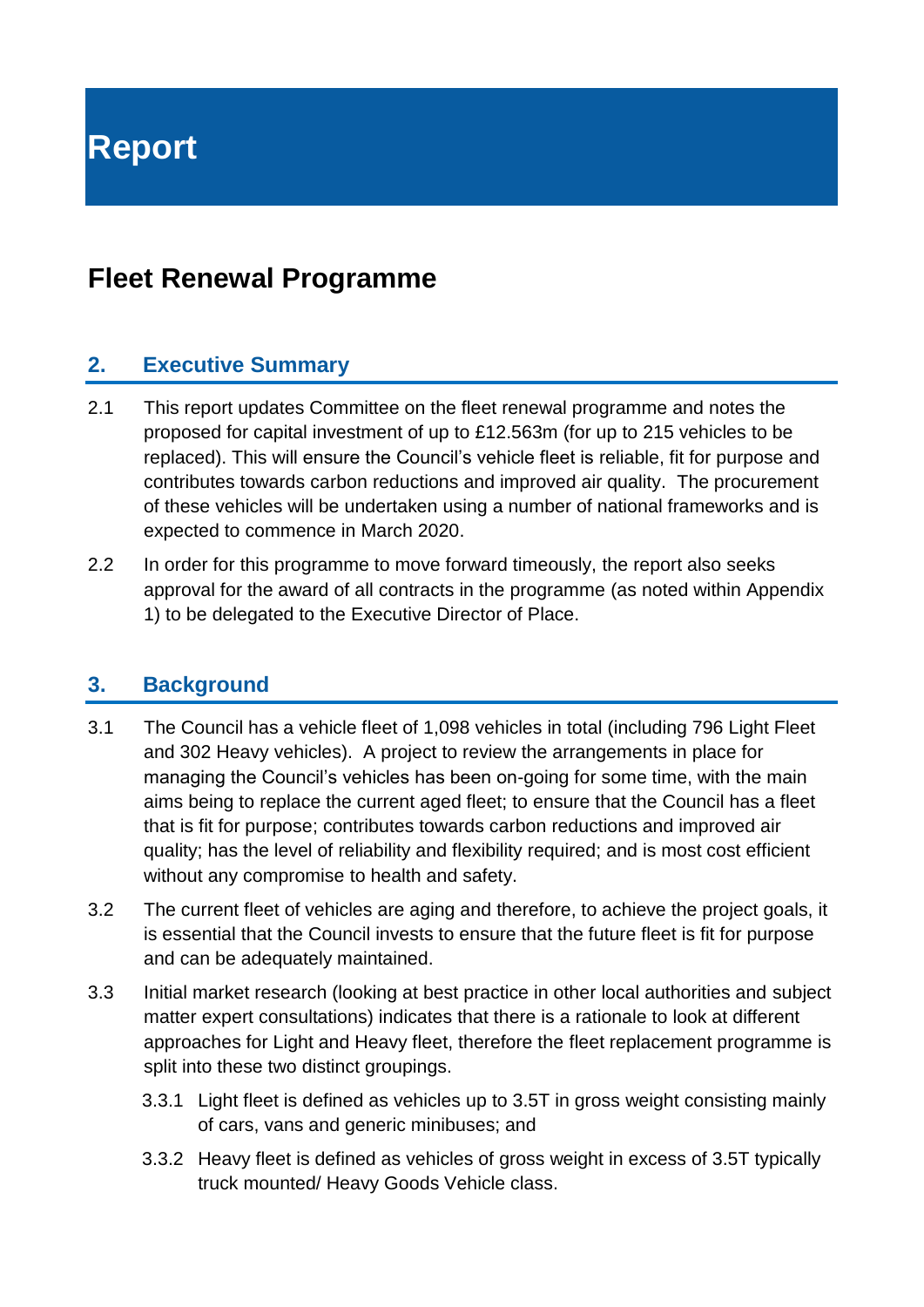# Report

## Fleet Renewal Programme

### 2. Executive Summary

2.1 This report updates Committee on the fleet renewal programme and notes the proposed for capital investment of up to £12.563m (for up to 215 vehicles to be replaced). This will ensure the Council's vehicle fleet is reliable, fit for purpose and contributes towards carbon reductions and improved air quality. The procurement of these vehicles will be undertaken using a number of national frameworks and is expected to commence in March 2020.

2.2 In order for this programme to move forward timeously, the report also seeks approval for the award of all contracts in the programme (as noted within Appendix 1) to be delegated to the Executive Director of Place.

### 3. Background

3.1 The Council has a vehicle fleet of 1,098 vehicles in total (including 796 Light Fleet and 302 Heavy vehicles). A project to review the arrangements in place for managing the Council's vehicles has been on-going for some time, with the main aims being to replace the current aged fleet; to ensure that the Council has a fleet that is fit for purpose; contributes towards carbon reductions and improved air quality; has the level of reliability and flexibility required; and is most cost efficient without any compromise to health and safety.

3.2 The current fleet of vehicles are aging and therefore, to achieve the project goals, it is essential that the Council invests to ensure that the future fleet is fit for purpose and can be adequately maintained.

3.3 Initial market research (looking at best practice in other local authorities and subject matter expert consultations) indicates that there is a rationale to look at different approaches for Light and Heavy fleet, therefore the fleet replacement programme is split into these two distinct groupings.

3.3.1 Light fleet is defined as vehicles up to 3.5T in gross weight consisting mainly of cars, vans and generic minibuses; and

3.3.2 Heavy fleet is defined as vehicles of gross weight in excess of 3.5T typically truck mounted/ Heavy Goods Vehicle class.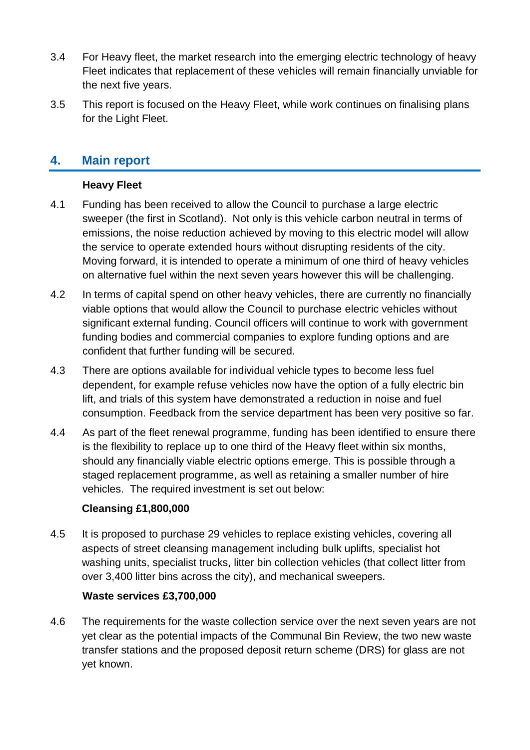3.4 For Heavy fleet, the market research into the emerging electric technology of heavy Fleet indicates that replacement of these vehicles will remain financially unviable for the next five years.

3.5 This report is focused on the Heavy Fleet, while work continues on finalising plans for the Light Fleet.

## 4. Main report

**Heavy Fleet**

4.1 Funding has been received to allow the Council to purchase a large electric sweeper (the first in Scotland). Not only is this vehicle carbon neutral in terms of emissions, the noise reduction achieved by moving to this electric model will allow the service to operate extended hours without disrupting residents of the city. Moving forward, it is intended to operate a minimum of one third of heavy vehicles on alternative fuel within the next seven years however this will be challenging.

4.2 In terms of capital spend on other heavy vehicles, there are currently no financially viable options that would allow the Council to purchase electric vehicles without significant external funding. Council officers will continue to work with government funding bodies and commercial companies to explore funding options and are confident that further funding will be secured.

4.3 There are options available for individual vehicle types to become less fuel dependent, for example refuse vehicles now have the option of a fully electric bin lift, and trials of this system have demonstrated a reduction in noise and fuel consumption. Feedback from the service department has been very positive so far.

4.4 As part of the fleet renewal programme, funding has been identified to ensure there is the flexibility to replace up to one third of the Heavy fleet within six months, should any financially viable electric options emerge. This is possible through a staged replacement programme, as well as retaining a smaller number of hire vehicles. The required investment is set out below:

**Cleansing £1,800,000**

4.5 It is proposed to purchase 29 vehicles to replace existing vehicles, covering all aspects of street cleansing management including bulk uplifts, specialist hot washing units, specialist trucks, litter bin collection vehicles (that collect litter from over 3,400 litter bins across the city), and mechanical sweepers.

**Waste services £3,700,000**

4.6 The requirements for the waste collection service over the next seven years are not yet clear as the potential impacts of the Communal Bin Review, the two new waste transfer stations and the proposed deposit return scheme (DRS) for glass are not yet known.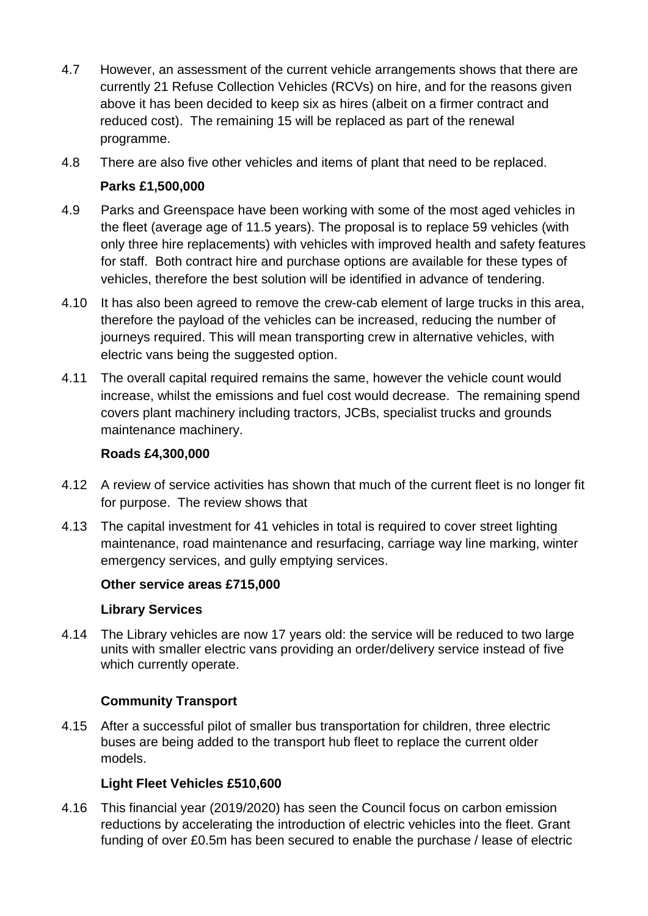4.7 However, an assessment of the current vehicle arrangements shows that there are currently 21 Refuse Collection Vehicles (RCVs) on hire, and for the reasons given above it has been decided to keep six as hires (albeit on a firmer contract and reduced cost). The remaining 15 will be replaced as part of the renewal programme.

4.8 There are also five other vehicles and items of plant that need to be replaced.

**Parks £1,500,000**

4.9 Parks and Greenspace have been working with some of the most aged vehicles in the fleet (average age of 11.5 years). The proposal is to replace 59 vehicles (with only three hire replacements) with vehicles with improved health and safety features for staff. Both contract hire and purchase options are available for these types of vehicles, therefore the best solution will be identified in advance of tendering.

4.10 It has also been agreed to remove the crew-cab element of large trucks in this area, therefore the payload of the vehicles can be increased, reducing the number of journeys required. This will mean transporting crew in alternative vehicles, with electric vans being the suggested option.

4.11 The overall capital required remains the same, however the vehicle count would increase, whilst the emissions and fuel cost would decrease. The remaining spend covers plant machinery including tractors, JCBs, specialist trucks and grounds maintenance machinery.

**Roads £4,300,000**

4.12 A review of service activities has shown that much of the current fleet is no longer fit for purpose. The review shows that

4.13 The capital investment for 41 vehicles in total is required to cover street lighting maintenance, road maintenance and resurfacing, carriage way line marking, winter emergency services, and gully emptying services.

**Other service areas £715,000**

**Library Services**

4.14 The Library vehicles are now 17 years old: the service will be reduced to two large units with smaller electric vans providing an order/delivery service instead of five which currently operate.

**Community Transport**

4.15 After a successful pilot of smaller bus transportation for children, three electric buses are being added to the transport hub fleet to replace the current older models.

**Light Fleet Vehicles £510,600**

4.16 This financial year (2019/2020) has seen the Council focus on carbon emission reductions by accelerating the introduction of electric vehicles into the fleet. Grant funding of over £0.5m has been secured to enable the purchase / lease of electric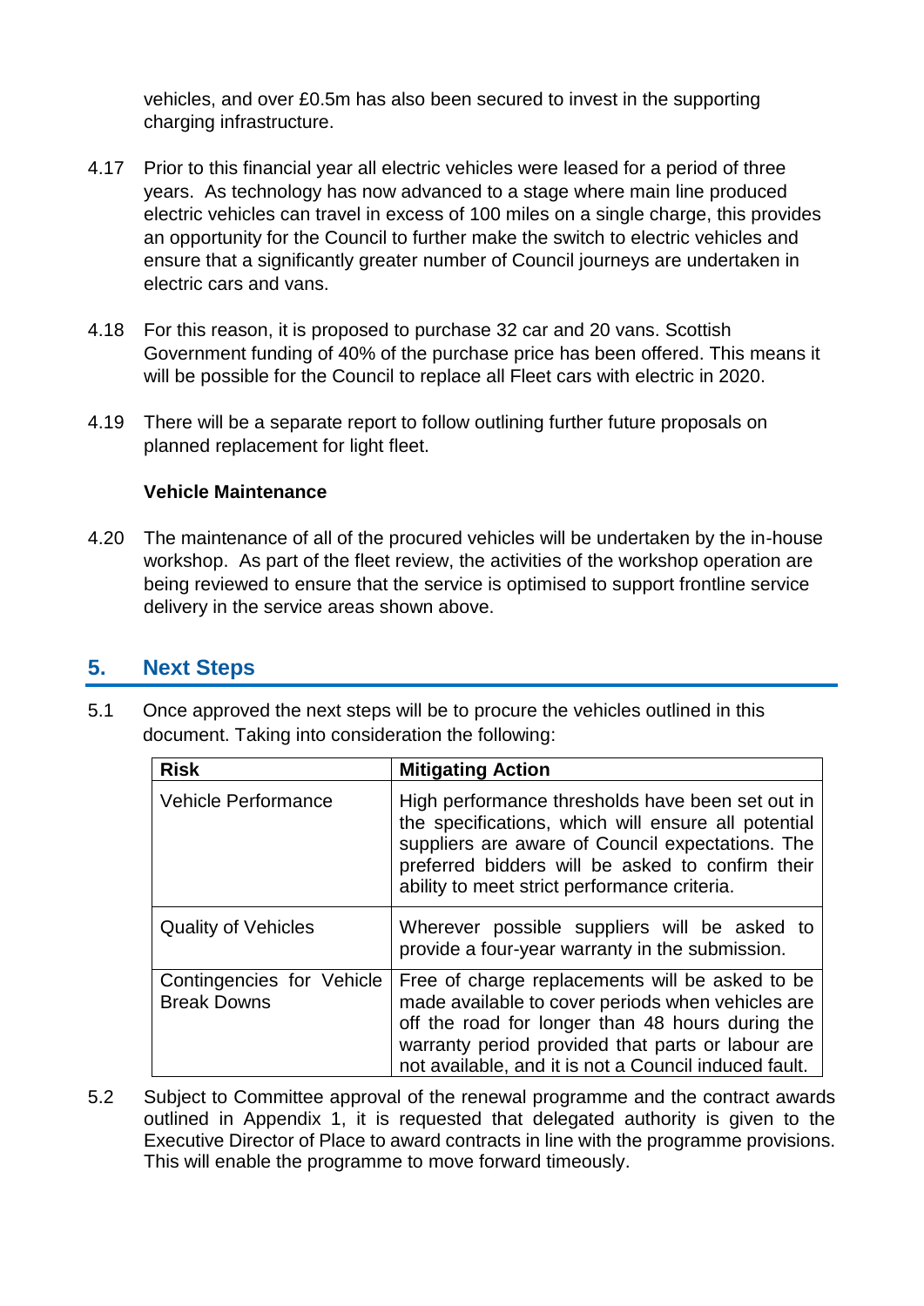vehicles, and over £0.5m has also been secured to invest in the supporting charging infrastructure.

4.17 Prior to this financial year all electric vehicles were leased for a period of three years. As technology has now advanced to a stage where main line produced electric vehicles can travel in excess of 100 miles on a single charge, this provides an opportunity for the Council to further make the switch to electric vehicles and ensure that a significantly greater number of Council journeys are undertaken in electric cars and vans.

4.18 For this reason, it is proposed to purchase 32 car and 20 vans. Scottish Government funding of 40% of the purchase price has been offered. This means it will be possible for the Council to replace all Fleet cars with electric in 2020.

4.19 There will be a separate report to follow outlining further future proposals on planned replacement for light fleet.

**Vehicle Maintenance**

4.20 The maintenance of all of the procured vehicles will be undertaken by the in-house workshop. As part of the fleet review, the activities of the workshop operation are being reviewed to ensure that the service is optimised to support frontline service delivery in the service areas shown above.

## 5. Next Steps

5.1 Once approved the next steps will be to procure the vehicles outlined in this document. Taking into consideration the following:

| Risk | Mitigating Action |
| --- | --- |
| Vehicle Performance | High performance thresholds have been set out in the specifications, which will ensure all potential suppliers are aware of Council expectations. The preferred bidders will be asked to confirm their ability to meet strict performance criteria. |
| Quality of Vehicles | Wherever possible suppliers will be asked to provide a four-year warranty in the submission. |
| Contingencies for Vehicle Break Downs | Free of charge replacements will be asked to be made available to cover periods when vehicles are off the road for longer than 48 hours during the warranty period provided that parts or labour are not available, and it is not a Council induced fault. |

5.2 Subject to Committee approval of the renewal programme and the contract awards outlined in Appendix 1, it is requested that delegated authority is given to the Executive Director of Place to award contracts in line with the programme provisions. This will enable the programme to move forward timeously.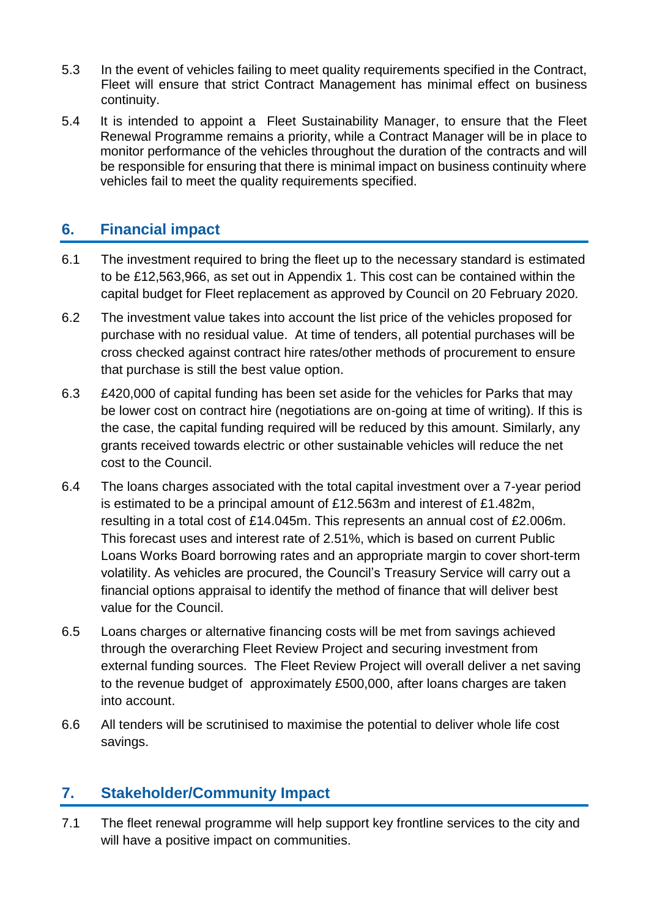5.3 In the event of vehicles failing to meet quality requirements specified in the Contract, Fleet will ensure that strict Contract Management has minimal effect on business continuity.

5.4 It is intended to appoint a Fleet Sustainability Manager, to ensure that the Fleet Renewal Programme remains a priority, while a Contract Manager will be in place to monitor performance of the vehicles throughout the duration of the contracts and will be responsible for ensuring that there is minimal impact on business continuity where vehicles fail to meet the quality requirements specified.

## 6. Financial impact

6.1 The investment required to bring the fleet up to the necessary standard is estimated to be £12,563,966, as set out in Appendix 1. This cost can be contained within the capital budget for Fleet replacement as approved by Council on 20 February 2020.

6.2 The investment value takes into account the list price of the vehicles proposed for purchase with no residual value. At time of tenders, all potential purchases will be cross checked against contract hire rates/other methods of procurement to ensure that purchase is still the best value option.

6.3 £420,000 of capital funding has been set aside for the vehicles for Parks that may be lower cost on contract hire (negotiations are on-going at time of writing). If this is the case, the capital funding required will be reduced by this amount. Similarly, any grants received towards electric or other sustainable vehicles will reduce the net cost to the Council.

6.4 The loans charges associated with the total capital investment over a 7-year period is estimated to be a principal amount of £12.563m and interest of £1.482m, resulting in a total cost of £14.045m. This represents an annual cost of £2.006m. This forecast uses and interest rate of 2.51%, which is based on current Public Loans Works Board borrowing rates and an appropriate margin to cover short-term volatility. As vehicles are procured, the Council's Treasury Service will carry out a financial options appraisal to identify the method of finance that will deliver best value for the Council.

6.5 Loans charges or alternative financing costs will be met from savings achieved through the overarching Fleet Review Project and securing investment from external funding sources. The Fleet Review Project will overall deliver a net saving to the revenue budget of approximately £500,000, after loans charges are taken into account.

6.6 All tenders will be scrutinised to maximise the potential to deliver whole life cost savings.

## 7. Stakeholder/Community Impact

7.1 The fleet renewal programme will help support key frontline services to the city and will have a positive impact on communities.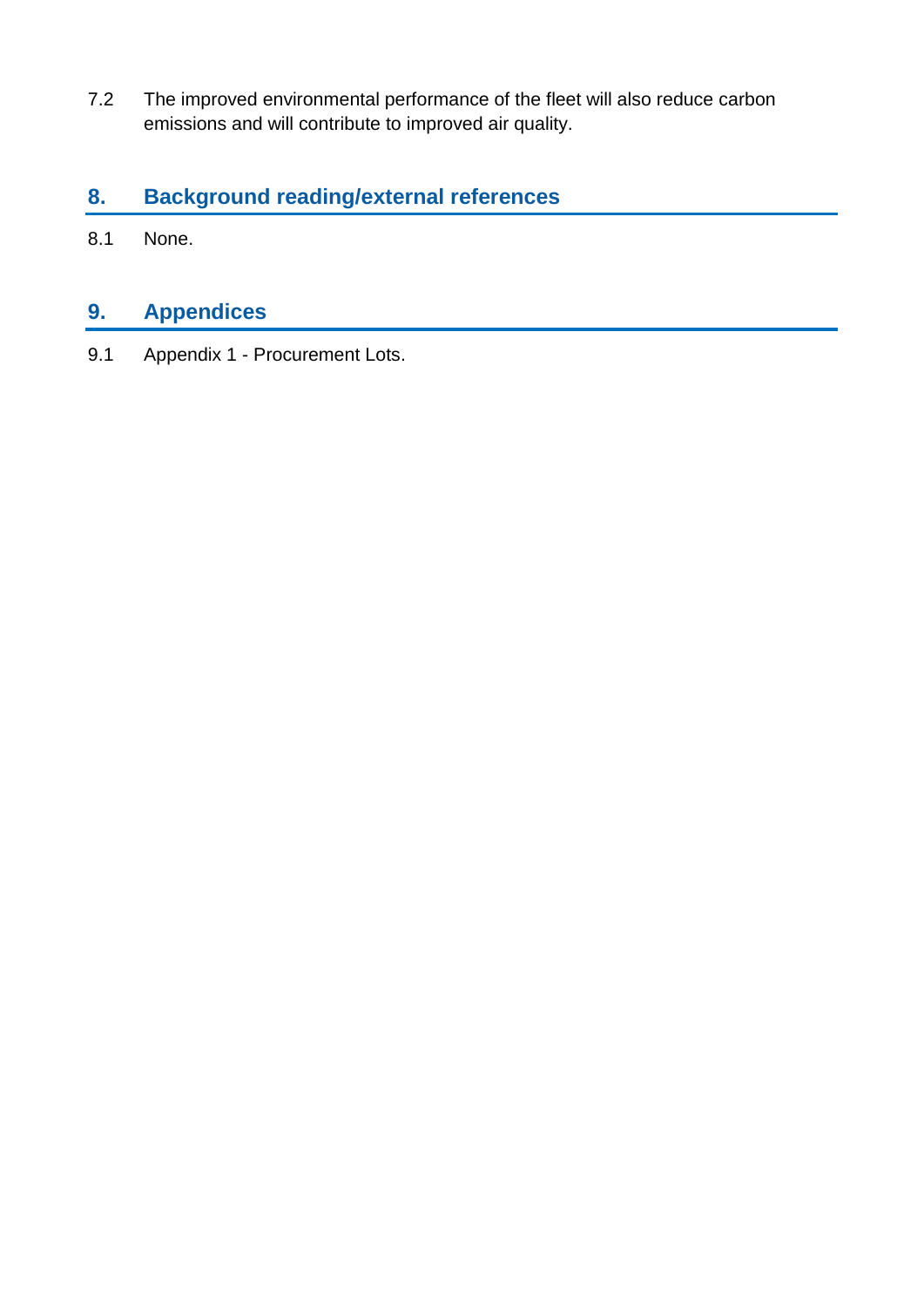7.2 The improved environmental performance of the fleet will also reduce carbon emissions and will contribute to improved air quality.

## 8. Background reading/external references

8.1 None.

## 9. Appendices

9.1 Appendix 1 - Procurement Lots.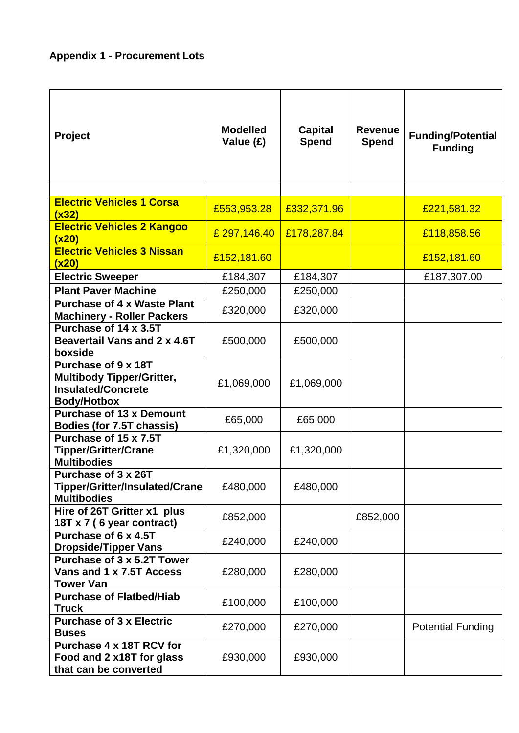**Appendix 1 - Procurement Lots**

| Project | Modelled Value (£) | Capital Spend | Revenue Spend | Funding/Potential Funding |
|---|---|---|---|---|
| | | | | |
| **Electric Vehicles 1 Corsa (x32)** | £553,953.28 | £332,371.96 | | £221,581.32 |
| **Electric Vehicles 2 Kangoo (x20)** | £ 297,146.40 | £178,287.84 | | £118,858.56 |
| **Electric Vehicles 3 Nissan (x20)** | £152,181.60 | | | £152,181.60 |
| **Electric Sweeper** | £184,307 | £184,307 | | £187,307.00 |
| **Plant Paver Machine** | £250,000 | £250,000 | | |
| **Purchase of 4 x Waste Plant Machinery - Roller Packers** | £320,000 | £320,000 | | |
| **Purchase of 14 x 3.5T Beavertail Vans and 2 x 4.6T boxside** | £500,000 | £500,000 | | |
| **Purchase of 9 x 18T Multibody Tipper/Gritter, Insulated/Concrete Body/Hotbox** | £1,069,000 | £1,069,000 | | |
| **Purchase of 13 x Demount Bodies (for 7.5T chassis)** | £65,000 | £65,000 | | |
| **Purchase of 15 x 7.5T Tipper/Gritter/Crane Multibodies** | £1,320,000 | £1,320,000 | | |
| **Purchase of 3 x 26T Tipper/Gritter/Insulated/Crane Multibodies** | £480,000 | £480,000 | | |
| **Hire of 26T Gritter x1 plus 18T x 7 ( 6 year contract)** | £852,000 | | £852,000 | |
| **Purchase of 6 x 4.5T Dropside/Tipper Vans** | £240,000 | £240,000 | | |
| **Purchase of 3 x 5.2T Tower Vans and 1 x 7.5T Access Tower Van** | £280,000 | £280,000 | | |
| **Purchase of Flatbed/Hiab Truck** | £100,000 | £100,000 | | |
| **Purchase of 3 x Electric Buses** | £270,000 | £270,000 | | Potential Funding |
| **Purchase 4 x 18T RCV for Food and 2 x18T for glass that can be converted** | £930,000 | £930,000 | | |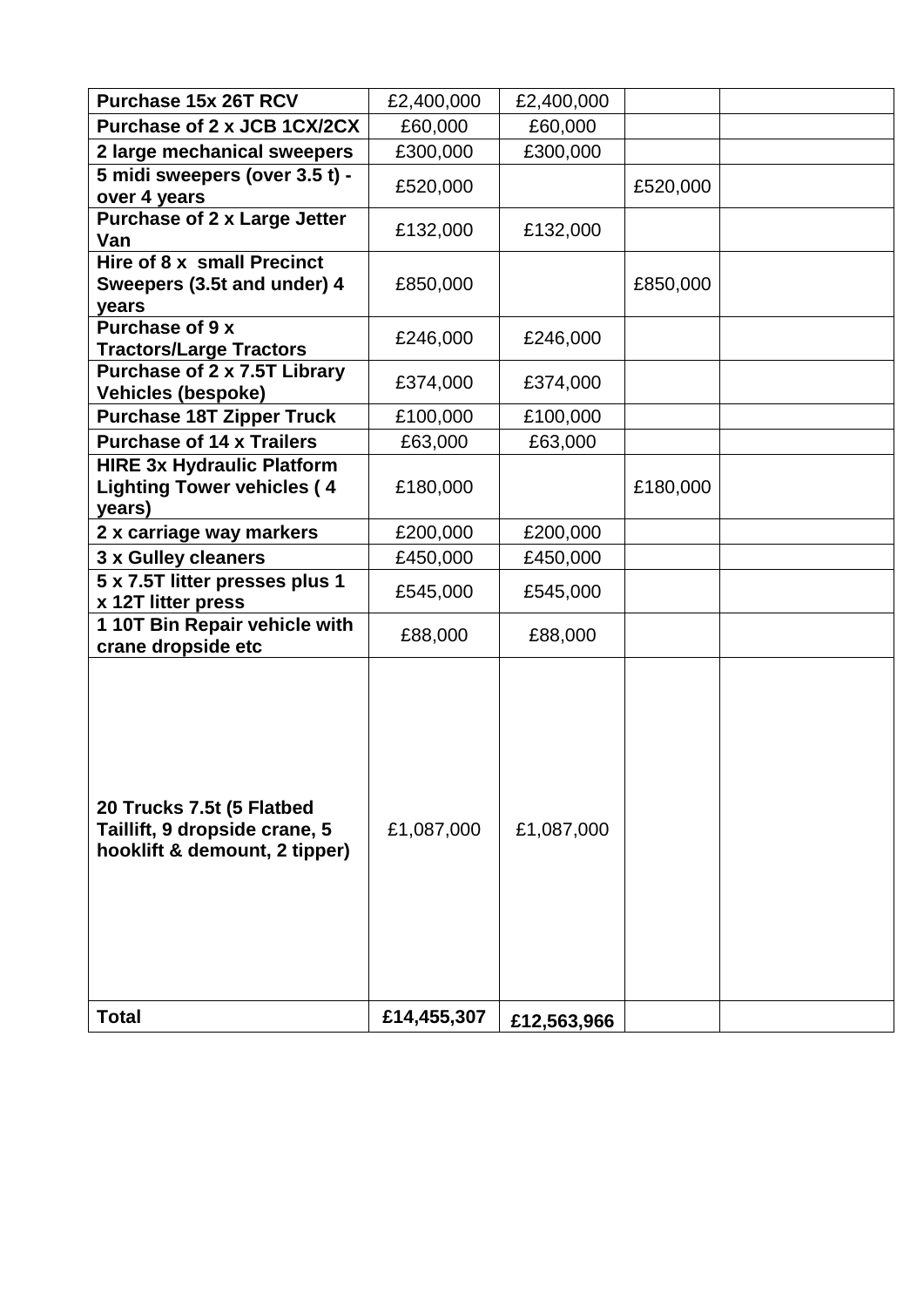| | | | | |
|---|---|---|---|---|
| **Purchase 15x 26T RCV** | £2,400,000 | £2,400,000 | | |
| **Purchase of 2 x JCB 1CX/2CX** | £60,000 | £60,000 | | |
| **2 large mechanical sweepers** | £300,000 | £300,000 | | |
| **5 midi sweepers (over 3.5 t) - over 4 years** | £520,000 | | £520,000 | |
| **Purchase of 2 x Large Jetter Van** | £132,000 | £132,000 | | |
| **Hire of 8 x small Precinct Sweepers (3.5t and under) 4 years** | £850,000 | | £850,000 | |
| **Purchase of 9 x Tractors/Large Tractors** | £246,000 | £246,000 | | |
| **Purchase of 2 x 7.5T Library Vehicles (bespoke)** | £374,000 | £374,000 | | |
| **Purchase 18T Zipper Truck** | £100,000 | £100,000 | | |
| **Purchase of 14 x Trailers** | £63,000 | £63,000 | | |
| **HIRE 3x Hydraulic Platform Lighting Tower vehicles ( 4 years)** | £180,000 | | £180,000 | |
| **2 x carriage way markers** | £200,000 | £200,000 | | |
| **3 x Gulley cleaners** | £450,000 | £450,000 | | |
| **5 x 7.5T litter presses plus 1 x 12T litter press** | £545,000 | £545,000 | | |
| **1 10T Bin Repair vehicle with crane dropside etc** | £88,000 | £88,000 | | |
| **20 Trucks 7.5t (5 Flatbed Taillift, 9 dropside crane, 5 hooklift & demount, 2 tipper)** | £1,087,000 | £1,087,000 | | |
| **Total** | **£14,455,307** | **£12,563,966** | | |